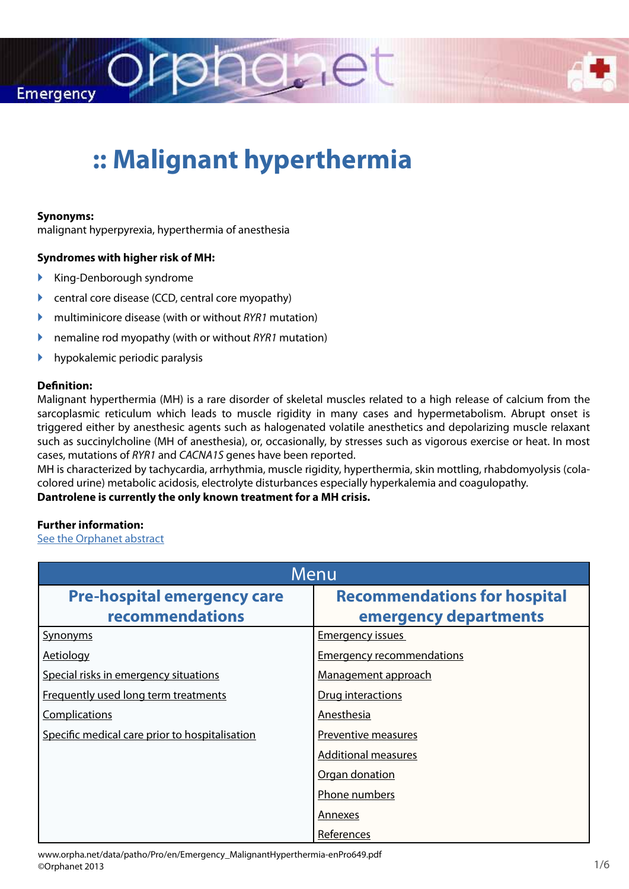# :: Malignant hyperthermia

**Synonyms:**
malignant hyperpyrexia, hyperthermia of anesthesia

**Syndromes with higher risk of MH:**

- King-Denborough syndrome
- central core disease (CCD, central core myopathy)
- multiminicore disease (with or without *RYR1* mutation)
- nemaline rod myopathy (with or without *RYR1* mutation)
- hypokalemic periodic paralysis

**Definition:**
Malignant hyperthermia (MH) is a rare disorder of skeletal muscles related to a high release of calcium from the sarcoplasmic reticulum which leads to muscle rigidity in many cases and hypermetabolism. Abrupt onset is triggered either by anesthesic agents such as halogenated volatile anesthetics and depolarizing muscle relaxant such as succinylcholine (MH of anesthesia), or, occasionally, by stresses such as vigorous exercise or heat. In most cases, mutations of *RYR1* and *CACNA1S* genes have been reported.
MH is characterized by tachycardia, arrhythmia, muscle rigidity, hyperthermia, skin mottling, rhabdomyolysis (cola-colored urine) metabolic acidosis, electrolyte disturbances especially hyperkalemia and coagulopathy.
**Dantrolene is currently the only known treatment for a MH crisis.**

**Further information:**
See the Orphanet abstract

| Menu | |
|---|---|
| **Pre-hospital emergency care recommendations** | **Recommendations for hospital emergency departments** |
| Synonyms | Emergency issues |
| Aetiology | Emergency recommendations |
| Special risks in emergency situations | Management approach |
| Frequently used long term treatments | Drug interactions |
| Complications | Anesthesia |
| Specific medical care prior to hospitalisation | Preventive measures |
| | Additional measures |
| | Organ donation |
| | Phone numbers |
| | Annexes |
| | References |

www.orpha.net/data/patho/Pro/en/Emergency_MalignantHyperthermia-enPro649.pdf
©Orphanet 2013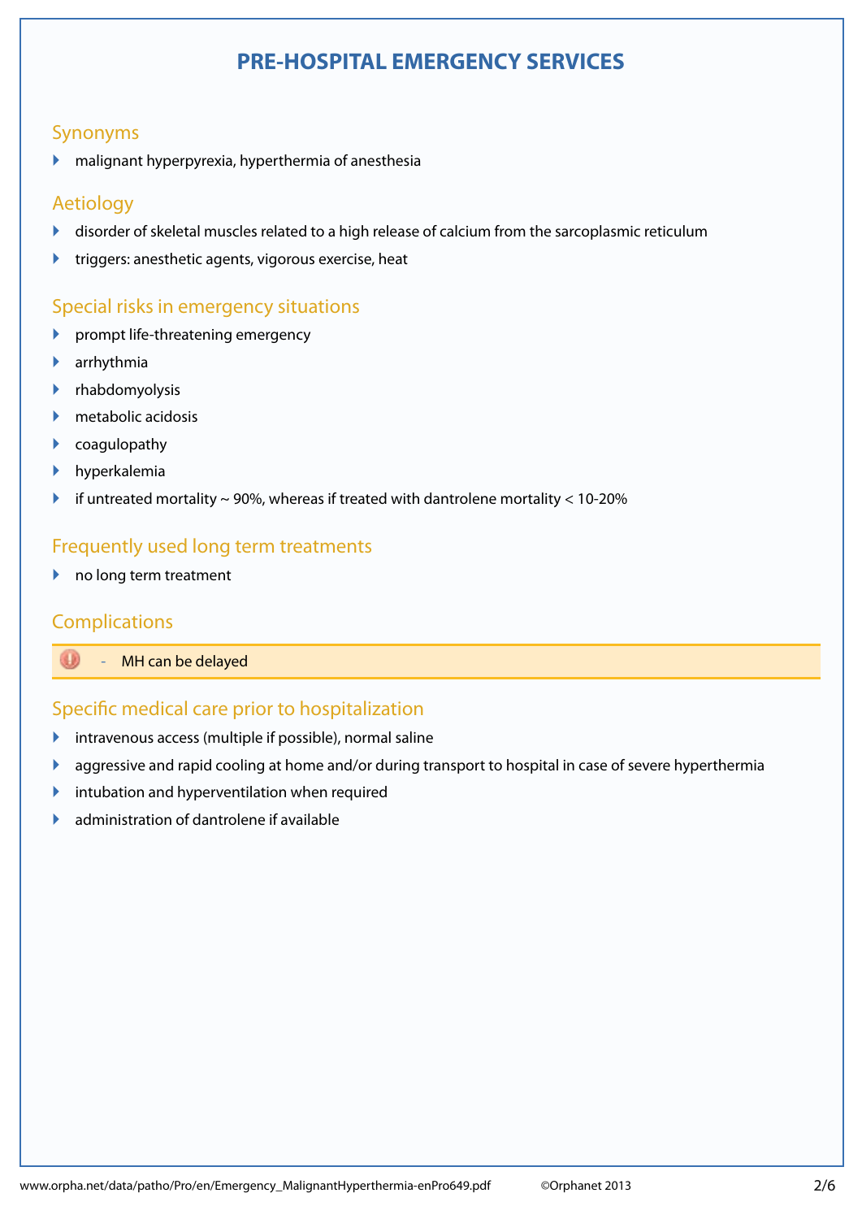# PRE-HOSPITAL EMERGENCY SERVICES

## Synonyms

- malignant hyperpyrexia, hyperthermia of anesthesia

## Aetiology

- disorder of skeletal muscles related to a high release of calcium from the sarcoplasmic reticulum
- triggers: anesthetic agents, vigorous exercise, heat

## Special risks in emergency situations

- prompt life-threatening emergency
- arrhythmia
- rhabdomyolysis
- metabolic acidosis
- coagulopathy
- hyperkalemia
- if untreated mortality ~ 90%, whereas if treated with dantrolene mortality < 10-20%

## Frequently used long term treatments

- no long term treatment

## Complications

> - MH can be delayed

## Specific medical care prior to hospitalization

- intravenous access (multiple if possible), normal saline
- aggressive and rapid cooling at home and/or during transport to hospital in case of severe hyperthermia
- intubation and hyperventilation when required
- administration of dantrolene if available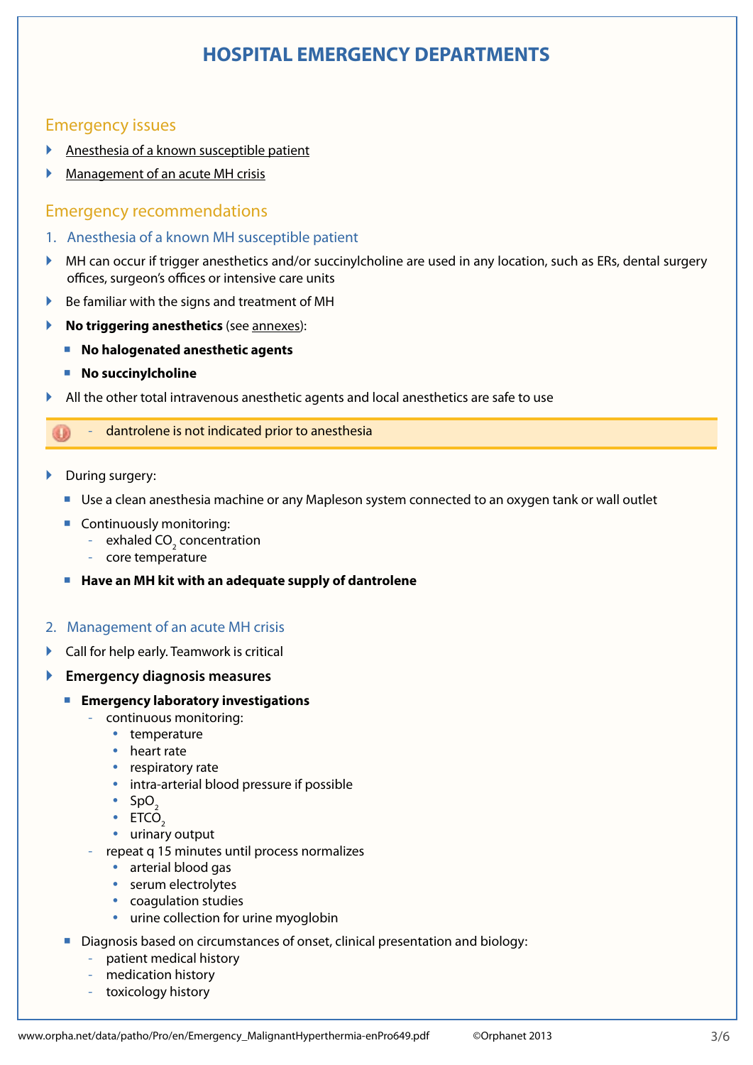# HOSPITAL EMERGENCY DEPARTMENTS

## Emergency issues

- Anesthesia of a known susceptible patient
- Management of an acute MH crisis

## Emergency recommendations

### 1. Anesthesia of a known MH susceptible patient

- MH can occur if trigger anesthetics and/or succinylcholine are used in any location, such as ERs, dental surgery offices, surgeon's offices or intensive care units
- Be familiar with the signs and treatment of MH
- **No triggering anesthetics** (see annexes):
  - **No halogenated anesthetic agents**
  - **No succinylcholine**
- All the other total intravenous anesthetic agents and local anesthetics are safe to use

> - dantrolene is not indicated prior to anesthesia

- During surgery:
  - Use a clean anesthesia machine or any Mapleson system connected to an oxygen tank or wall outlet
  - Continuously monitoring:
    - exhaled $CO_2$ concentration
    - core temperature
  - **Have an MH kit with an adequate supply of dantrolene**

### 2. Management of an acute MH crisis

- Call for help early. Teamwork is critical
- **Emergency diagnosis measures**
  - **Emergency laboratory investigations**
    - continuous monitoring:
      - temperature
      - heart rate
      - respiratory rate
      - intra-arterial blood pressure if possible
      - $SpO_2$
      - $ETCO_2$
      - urinary output
    - repeat q 15 minutes until process normalizes
      - arterial blood gas
      - serum electrolytes
      - coagulation studies
      - urine collection for urine myoglobin
  - Diagnosis based on circumstances of onset, clinical presentation and biology:
    - patient medical history
    - medication history
    - toxicology history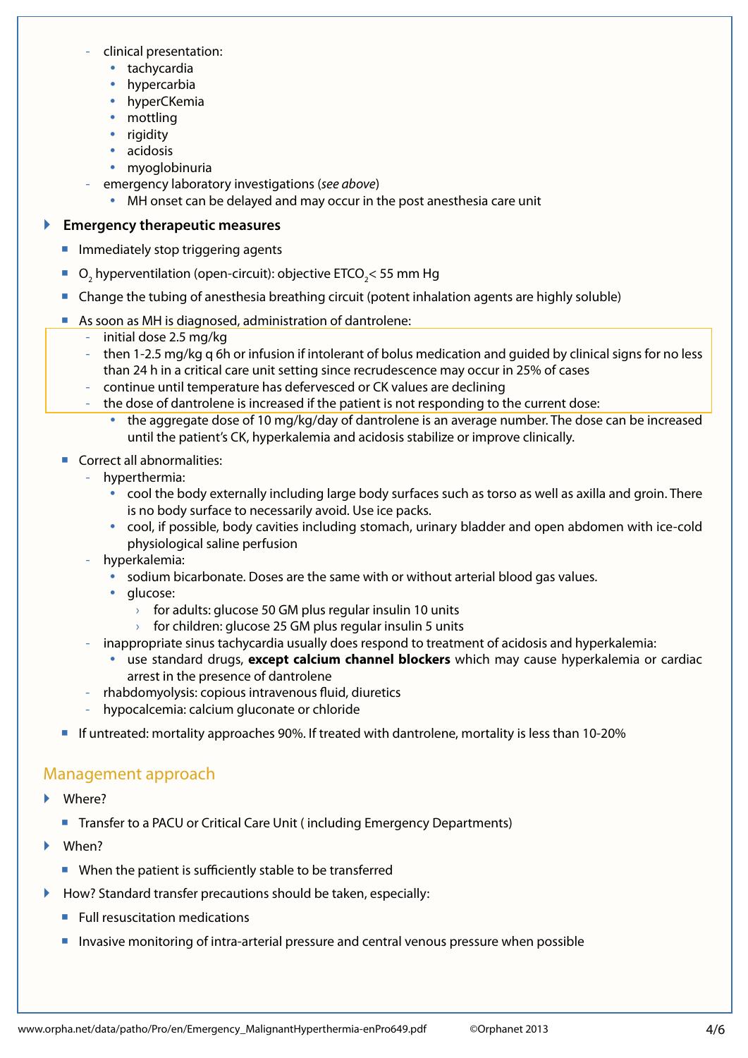- clinical presentation:
  - tachycardia
  - hypercarbia
  - hyperCKemia
  - mottling
  - rigidity
  - acidosis
  - myoglobinuria
- emergency laboratory investigations (*see above*)
  - MH onset can be delayed and may occur in the post anesthesia care unit

**Emergency therapeutic measures**

- Immediately stop triggering agents
- $O_2$ hyperventilation (open-circuit): objective $ETCO_2$< 55 mm Hg
- Change the tubing of anesthesia breathing circuit (potent inhalation agents are highly soluble)
- As soon as MH is diagnosed, administration of dantrolene:
  - initial dose 2.5 mg/kg
  - then 1-2.5 mg/kg q 6h or infusion if intolerant of bolus medication and guided by clinical signs for no less than 24 h in a critical care unit setting since recrudescence may occur in 25% of cases
  - continue until temperature has defervesced or CK values are declining
  - the dose of dantrolene is increased if the patient is not responding to the current dose:
    - the aggregate dose of 10 mg/kg/day of dantrolene is an average number. The dose can be increased until the patient's CK, hyperkalemia and acidosis stabilize or improve clinically.
- Correct all abnormalities:
  - hyperthermia:
    - cool the body externally including large body surfaces such as torso as well as axilla and groin. There is no body surface to necessarily avoid. Use ice packs.
    - cool, if possible, body cavities including stomach, urinary bladder and open abdomen with ice-cold physiological saline perfusion
  - hyperkalemia:
    - sodium bicarbonate. Doses are the same with or without arterial blood gas values.
    - glucose:
      - for adults: glucose 50 GM plus regular insulin 10 units
      - for children: glucose 25 GM plus regular insulin 5 units
  - inappropriate sinus tachycardia usually does respond to treatment of acidosis and hyperkalemia:
    - use standard drugs, **except calcium channel blockers** which may cause hyperkalemia or cardiac arrest in the presence of dantrolene
  - rhabdomyolysis: copious intravenous fluid, diuretics
  - hypocalcemia: calcium gluconate or chloride
- If untreated: mortality approaches 90%. If treated with dantrolene, mortality is less than 10-20%

## Management approach

Where?

- Transfer to a PACU or Critical Care Unit ( including Emergency Departments)

When?

- When the patient is sufficiently stable to be transferred

How? Standard transfer precautions should be taken, especially:

- Full resuscitation medications
- Invasive monitoring of intra-arterial pressure and central venous pressure when possible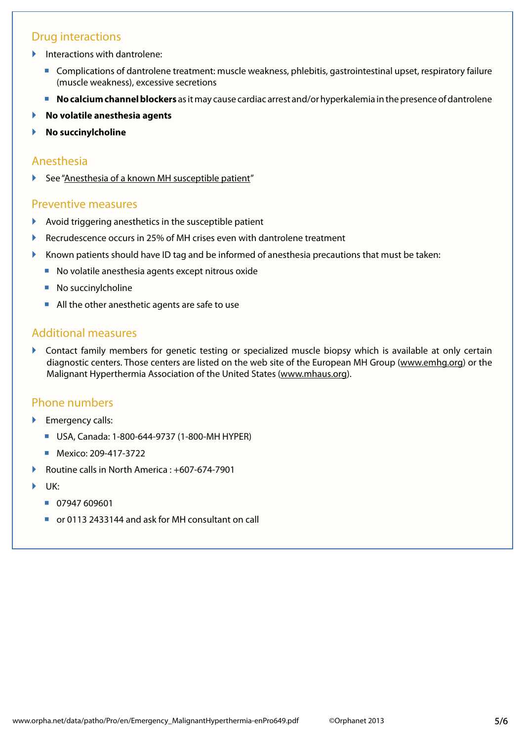## Drug interactions

- Interactions with dantrolene:
  - Complications of dantrolene treatment: muscle weakness, phlebitis, gastrointestinal upset, respiratory failure (muscle weakness), excessive secretions
  - **No calcium channel blockers** as it may cause cardiac arrest and/or hyperkalemia in the presence of dantrolene
- **No volatile anesthesia agents**
- **No succinylcholine**

## Anesthesia

- See "Anesthesia of a known MH susceptible patient"

## Preventive measures

- Avoid triggering anesthetics in the susceptible patient
- Recrudescence occurs in 25% of MH crises even with dantrolene treatment
- Known patients should have ID tag and be informed of anesthesia precautions that must be taken:
  - No volatile anesthesia agents except nitrous oxide
  - No succinylcholine
  - All the other anesthetic agents are safe to use

## Additional measures

- Contact family members for genetic testing or specialized muscle biopsy which is available at only certain diagnostic centers. Those centers are listed on the web site of the European MH Group (www.emhg.org) or the Malignant Hyperthermia Association of the United States (www.mhaus.org).

## Phone numbers

- Emergency calls:
  - USA, Canada: 1-800-644-9737 (1-800-MH HYPER)
  - Mexico: 209-417-3722
- Routine calls in North America : +607-674-7901
- UK:
  - 07947 609601
  - or 0113 2433144 and ask for MH consultant on call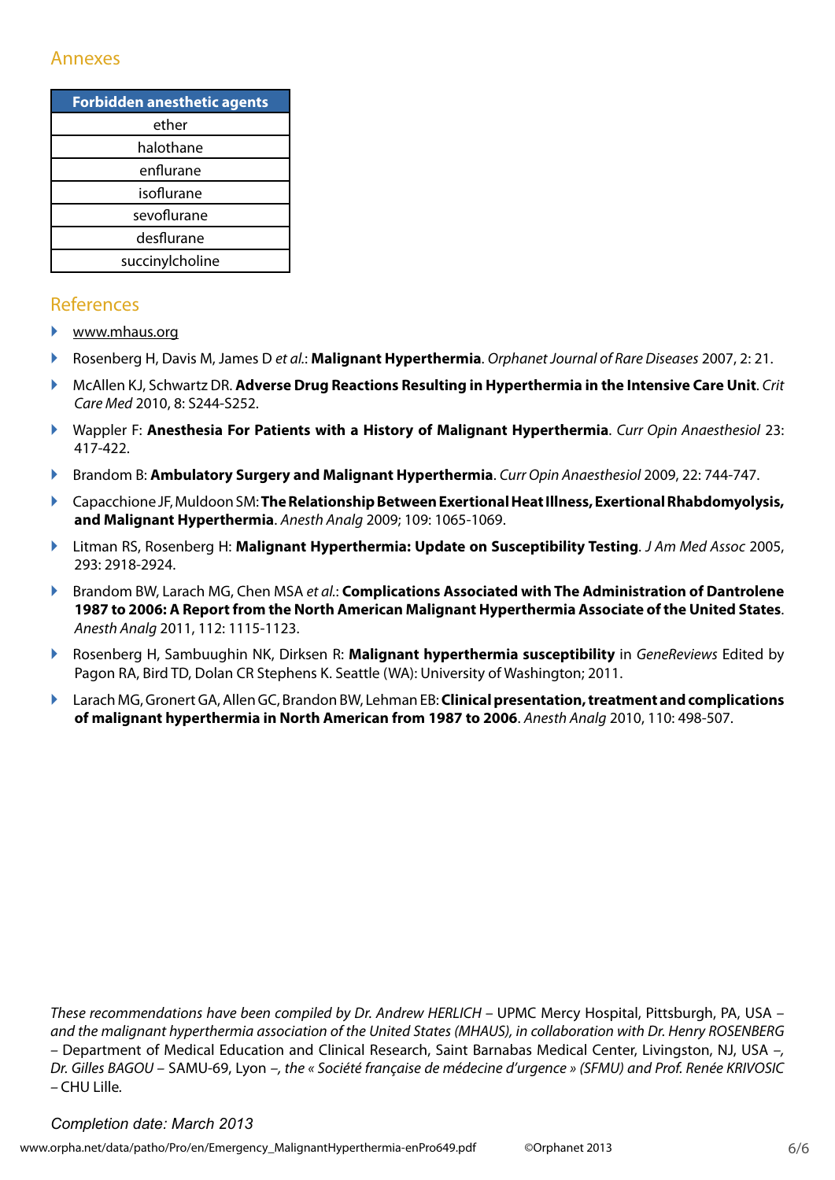## Annexes

| Forbidden anesthetic agents |
|---|
| ether |
| halothane |
| enflurane |
| isoflurane |
| sevoflurane |
| desflurane |
| succinylcholine |

## References

- www.mhaus.org
- Rosenberg H, Davis M, James D *et al.*: **Malignant Hyperthermia**. *Orphanet Journal of Rare Diseases* 2007, 2: 21.
- McAllen KJ, Schwartz DR. **Adverse Drug Reactions Resulting in Hyperthermia in the Intensive Care Unit**. *Crit Care Med* 2010, 8: S244-S252.
- Wappler F: **Anesthesia For Patients with a History of Malignant Hyperthermia**. *Curr Opin Anaesthesiol* 23: 417-422.
- Brandom B: **Ambulatory Surgery and Malignant Hyperthermia**. *Curr Opin Anaesthesiol* 2009, 22: 744-747.
- Capacchione JF, Muldoon SM: **The Relationship Between Exertional Heat Illness, Exertional Rhabdomyolysis, and Malignant Hyperthermia**. *Anesth Analg* 2009; 109: 1065-1069.
- Litman RS, Rosenberg H: **Malignant Hyperthermia: Update on Susceptibility Testing**. *J Am Med Assoc* 2005, 293: 2918-2924.
- Brandom BW, Larach MG, Chen MSA *et al.*: **Complications Associated with The Administration of Dantrolene 1987 to 2006: A Report from the North American Malignant Hyperthermia Associate of the United States**. *Anesth Analg* 2011, 112: 1115-1123.
- Rosenberg H, Sambuughin NK, Dirksen R: **Malignant hyperthermia susceptibility** in *GeneReviews* Edited by Pagon RA, Bird TD, Dolan CR Stephens K. Seattle (WA): University of Washington; 2011.
- Larach MG, Gronert GA, Allen GC, Brandon BW, Lehman EB: **Clinical presentation, treatment and complications of malignant hyperthermia in North American from 1987 to 2006**. *Anesth Analg* 2010, 110: 498-507.

*These recommendations have been compiled by Dr. Andrew HERLICH* – UPMC Mercy Hospital, Pittsburgh, PA, USA – *and the malignant hyperthermia association of the United States (MHAUS), in collaboration with Dr. Henry ROSENBERG* – Department of Medical Education and Clinical Research, Saint Barnabas Medical Center, Livingston, NJ, USA –, *Dr. Gilles BAGOU* – SAMU-69, Lyon –, *the « Société française de médecine d'urgence » (SFMU) and Prof. Renée KRIVOSIC* – CHU Lille.

*Completion date: March 2013*